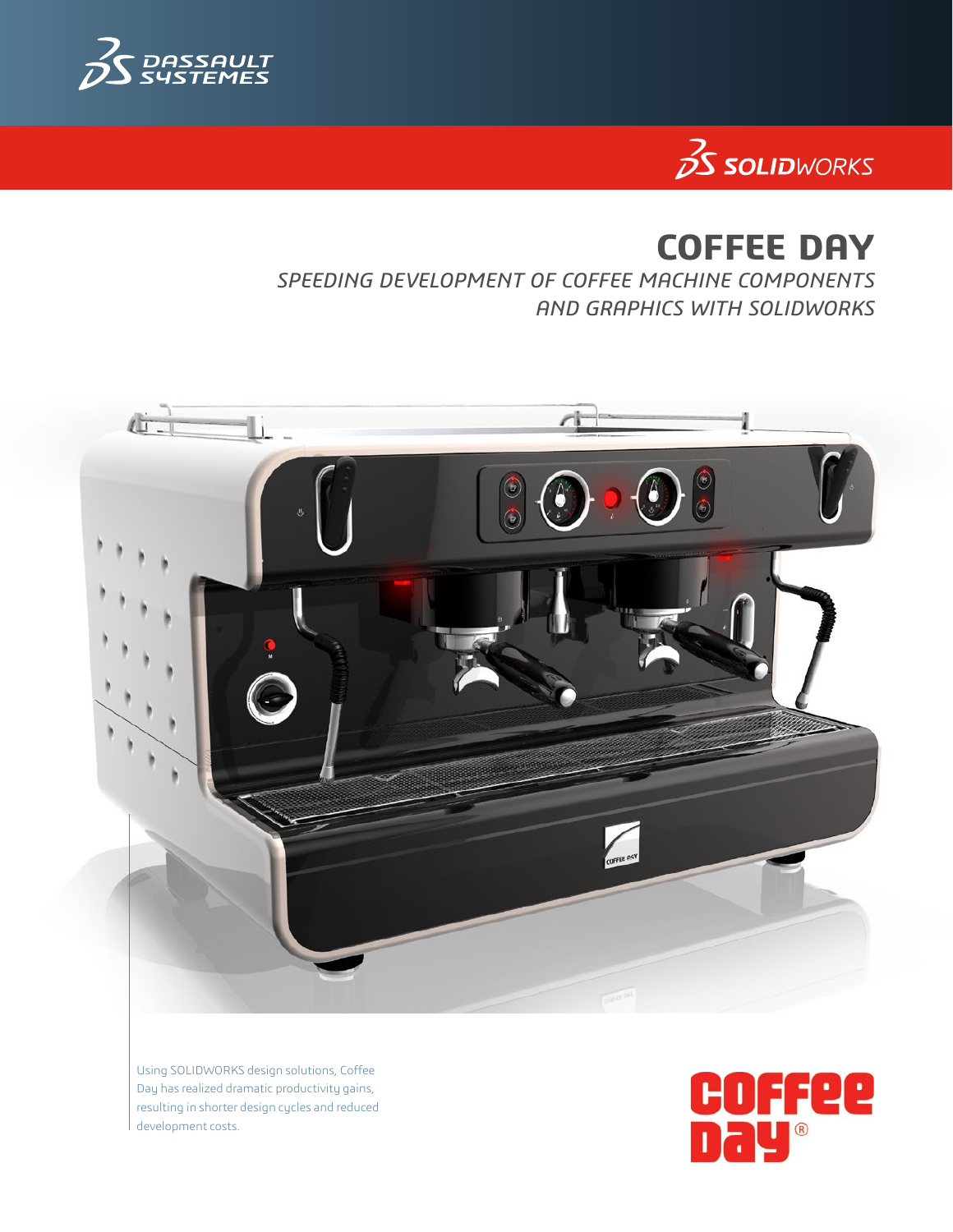# COFFEE DAY

*SPEEDING DEVELOPMENT OF COFFEE MACHINE COMPONENTS AND GRAPHICS WITH SOLIDWORKS*

Using SOLIDWORKS design solutions, Coffee Day has realized dramatic productivity gains, resulting in shorter design cycles and reduced development costs.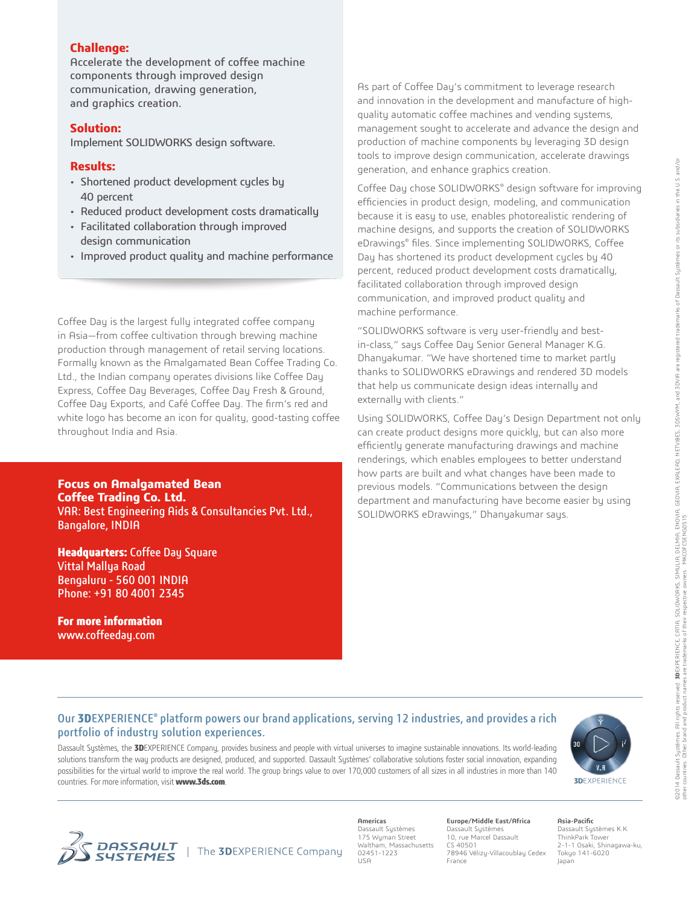**Challenge:**
Accelerate the development of coffee machine components through improved design communication, drawing generation, and graphics creation.

**Solution:**
Implement SOLIDWORKS design software.

**Results:**

- Shortened product development cycles by 40 percent
- Reduced product development costs dramatically
- Facilitated collaboration through improved design communication
- Improved product quality and machine performance

Coffee Day is the largest fully integrated coffee company in Asia—from coffee cultivation through brewing machine production through management of retail serving locations. Formally known as the Amalgamated Bean Coffee Trading Co. Ltd., the Indian company operates divisions like Coffee Day Express, Coffee Day Beverages, Coffee Day Fresh & Ground, Coffee Day Exports, and Café Coffee Day. The firm's red and white logo has become an icon for quality, good-tasting coffee throughout India and Asia.

**Focus on Amalgamated Bean Coffee Trading Co. Ltd.**
VAR: Best Engineering Aids & Consultancies Pvt. Ltd., Bangalore, INDIA

**Headquarters:** Coffee Day Square
Vittal Mallya Road
Bengaluru - 560 001 INDIA
Phone: +91 80 4001 2345

**For more information**
www.coffeeday.com

As part of Coffee Day's commitment to leverage research and innovation in the development and manufacture of high-quality automatic coffee machines and vending systems, management sought to accelerate and advance the design and production of machine components by leveraging 3D design tools to improve design communication, accelerate drawings generation, and enhance graphics creation.

Coffee Day chose SOLIDWORKS® design software for improving efficiencies in product design, modeling, and communication because it is easy to use, enables photorealistic rendering of machine designs, and supports the creation of SOLIDWORKS eDrawings® files. Since implementing SOLIDWORKS, Coffee Day has shortened its product development cycles by 40 percent, reduced product development costs dramatically, facilitated collaboration through improved design communication, and improved product quality and machine performance.

"SOLIDWORKS software is very user-friendly and best-in-class," says Coffee Day Senior General Manager K.G. Dhanyakumar. "We have shortened time to market partly thanks to SOLIDWORKS eDrawings and rendered 3D models that help us communicate design ideas internally and externally with clients."

Using SOLIDWORKS, Coffee Day's Design Department not only can create product designs more quickly, but can also more efficiently generate manufacturing drawings and machine renderings, which enables employees to better understand how parts are built and what changes have been made to previous models. "Communications between the design department and manufacturing have become easier by using SOLIDWORKS eDrawings," Dhanyakumar says.

## Our **3D**EXPERIENCE® platform powers our brand applications, serving 12 industries, and provides a rich portfolio of industry solution experiences.

Dassault Systèmes, the **3D**EXPERIENCE Company, provides business and people with virtual universes to imagine sustainable innovations. Its world-leading solutions transform the way products are designed, produced, and supported. Dassault Systèmes' collaborative solutions foster social innovation, expanding possibilities for the virtual world to improve the real world. The group brings value to over 170,000 customers of all sizes in all industries in more than 140 countries. For more information, visit **www.3ds.com**.

3D V.R i[f] **3D**EXPERIENCE

DASSAULT SYSTEMES | The **3D**EXPERIENCE Company

**Americas**
Dassault Systèmes
175 Wyman Street
Waltham, Massachusetts
02451-1223
USA

**Europe/Middle East/Africa**
Dassault Systèmes
10, rue Marcel Dassault
CS 40501
78946 Vélizy-Villacoublay Cedex
France

**Asia-Pacific**
Dassault Systèmes K.K.
ThinkPark Tower
2-1-1 Osaki, Shinagawa-ku,
Tokyo 141-6020
Japan

©2014 Dassault Systèmes. All rights reserved. **3D**EXPERIENCE, CATIA, SOLIDWORKS, SIMULIA, DELMIA, ENOVIA, GEOVIA, EXALEAD, NETVIBES, 3DSWYM, and 3DVIA are registered trademarks of Dassault Systèmes or its subsidiaries in the U.S. and/or other countries. Other brand and product names are trademarks of their respective owners. MKCOFCSENG0515